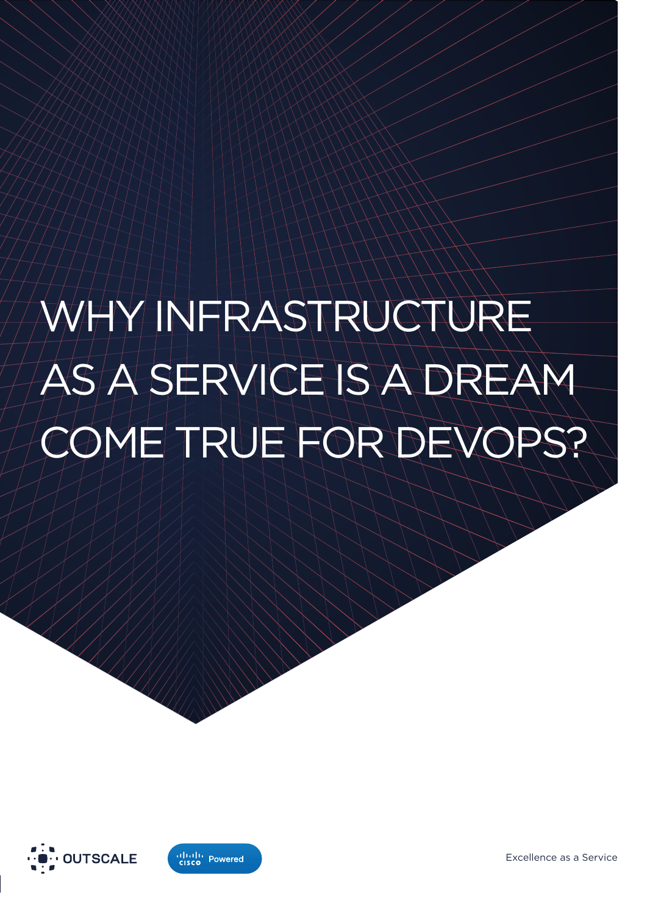# WHY INFRASTRUCTURE AS A SERVICE IS A DREAM COME TRUE FOR DEVOPS?

OUTSCALE

Cisco Powered

Excellence as a Service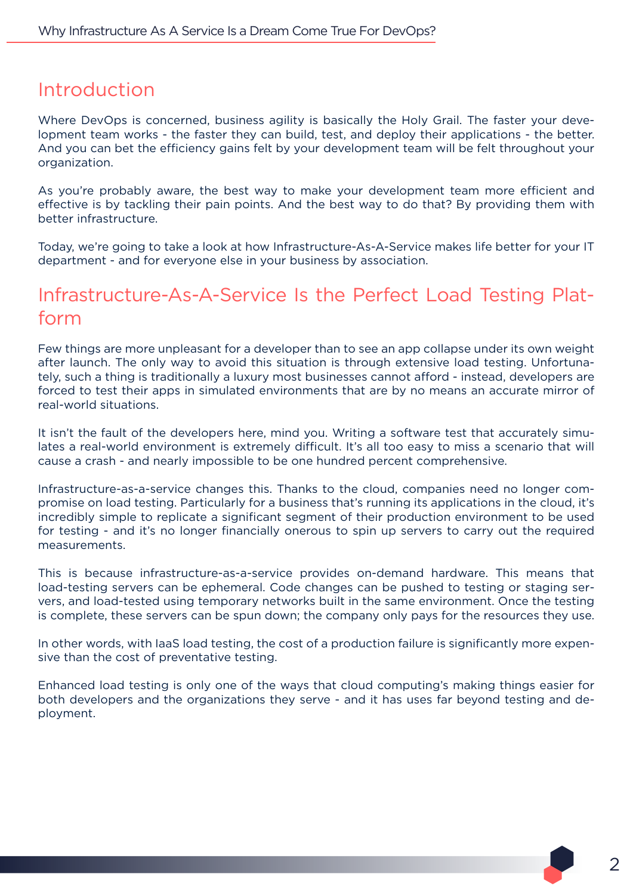## Introduction

Where DevOps is concerned, business agility is basically the Holy Grail. The faster your development team works - the faster they can build, test, and deploy their applications - the better. And you can bet the efficiency gains felt by your development team will be felt throughout your organization.

As you're probably aware, the best way to make your development team more efficient and effective is by tackling their pain points. And the best way to do that? By providing them with better infrastructure.

Today, we're going to take a look at how Infrastructure-As-A-Service makes life better for your IT department - and for everyone else in your business by association.

## Infrastructure-As-A-Service Is the Perfect Load Testing Platform

Few things are more unpleasant for a developer than to see an app collapse under its own weight after launch. The only way to avoid this situation is through extensive load testing. Unfortunately, such a thing is traditionally a luxury most businesses cannot afford - instead, developers are forced to test their apps in simulated environments that are by no means an accurate mirror of real-world situations.

It isn't the fault of the developers here, mind you. Writing a software test that accurately simulates a real-world environment is extremely difficult. It's all too easy to miss a scenario that will cause a crash - and nearly impossible to be one hundred percent comprehensive.

Infrastructure-as-a-service changes this. Thanks to the cloud, companies need no longer compromise on load testing. Particularly for a business that's running its applications in the cloud, it's incredibly simple to replicate a significant segment of their production environment to be used for testing - and it's no longer financially onerous to spin up servers to carry out the required measurements.

This is because infrastructure-as-a-service provides on-demand hardware. This means that load-testing servers can be ephemeral. Code changes can be pushed to testing or staging servers, and load-tested using temporary networks built in the same environment. Once the testing is complete, these servers can be spun down; the company only pays for the resources they use.

In other words, with IaaS load testing, the cost of a production failure is significantly more expensive than the cost of preventative testing.

Enhanced load testing is only one of the ways that cloud computing's making things easier for both developers and the organizations they serve - and it has uses far beyond testing and deployment.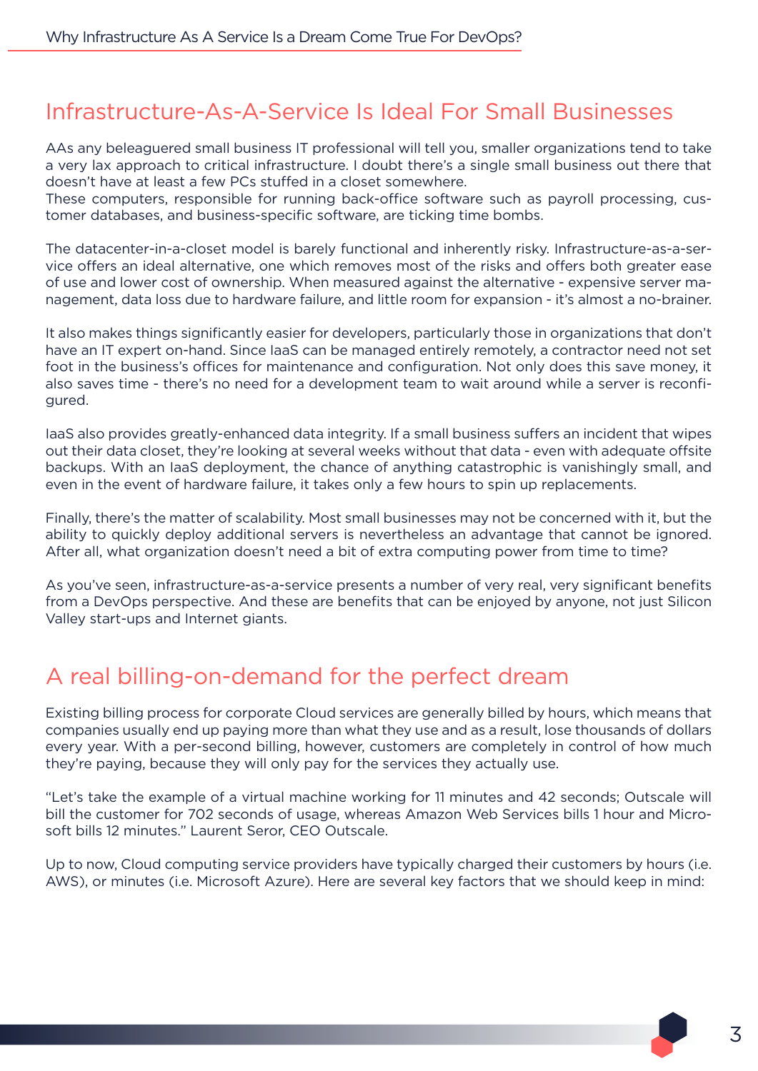## Infrastructure-As-A-Service Is Ideal For Small Businesses

AAs any beleaguered small business IT professional will tell you, smaller organizations tend to take a very lax approach to critical infrastructure. I doubt there's a single small business out there that doesn't have at least a few PCs stuffed in a closet somewhere.
These computers, responsible for running back-office software such as payroll processing, customer databases, and business-specific software, are ticking time bombs.

The datacenter-in-a-closet model is barely functional and inherently risky. Infrastructure-as-a-service offers an ideal alternative, one which removes most of the risks and offers both greater ease of use and lower cost of ownership. When measured against the alternative - expensive server management, data loss due to hardware failure, and little room for expansion - it's almost a no-brainer.

It also makes things significantly easier for developers, particularly those in organizations that don't have an IT expert on-hand. Since IaaS can be managed entirely remotely, a contractor need not set foot in the business's offices for maintenance and configuration. Not only does this save money, it also saves time - there's no need for a development team to wait around while a server is reconfigured.

IaaS also provides greatly-enhanced data integrity. If a small business suffers an incident that wipes out their data closet, they're looking at several weeks without that data - even with adequate offsite backups. With an IaaS deployment, the chance of anything catastrophic is vanishingly small, and even in the event of hardware failure, it takes only a few hours to spin up replacements.

Finally, there's the matter of scalability. Most small businesses may not be concerned with it, but the ability to quickly deploy additional servers is nevertheless an advantage that cannot be ignored. After all, what organization doesn't need a bit of extra computing power from time to time?

As you've seen, infrastructure-as-a-service presents a number of very real, very significant benefits from a DevOps perspective. And these are benefits that can be enjoyed by anyone, not just Silicon Valley start-ups and Internet giants.

## A real billing-on-demand for the perfect dream

Existing billing process for corporate Cloud services are generally billed by hours, which means that companies usually end up paying more than what they use and as a result, lose thousands of dollars every year. With a per-second billing, however, customers are completely in control of how much they're paying, because they will only pay for the services they actually use.

"Let's take the example of a virtual machine working for 11 minutes and 42 seconds; Outscale will bill the customer for 702 seconds of usage, whereas Amazon Web Services bills 1 hour and Microsoft bills 12 minutes." Laurent Seror, CEO Outscale.

Up to now, Cloud computing service providers have typically charged their customers by hours (i.e. AWS), or minutes (i.e. Microsoft Azure). Here are several key factors that we should keep in mind: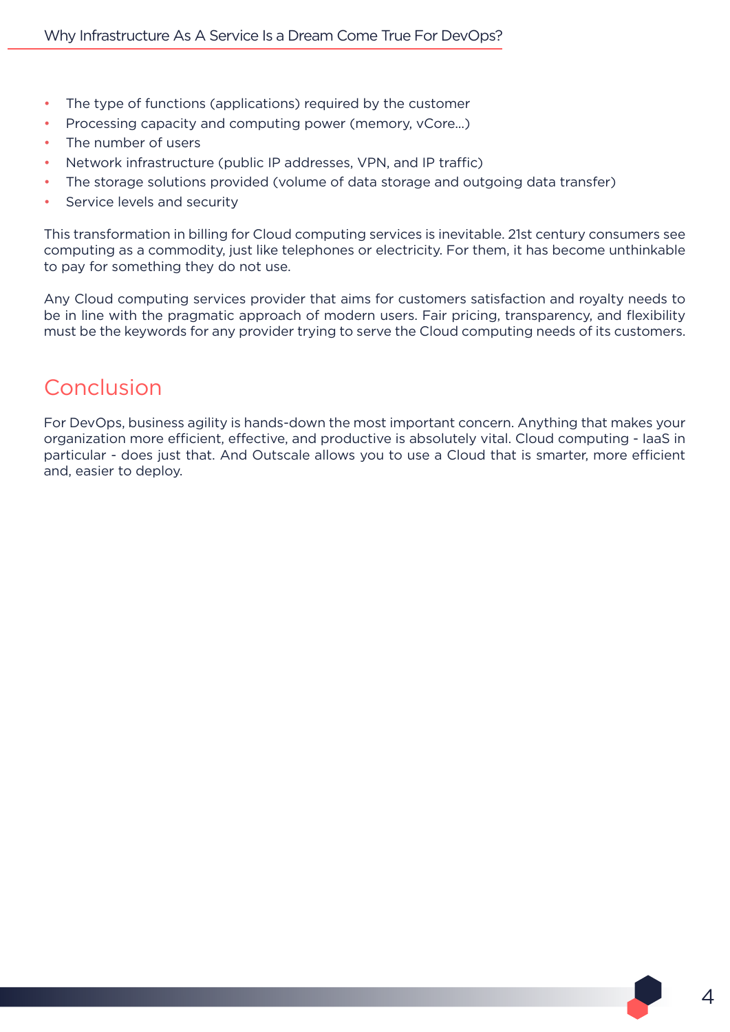- The type of functions (applications) required by the customer
- Processing capacity and computing power (memory, vCore…)
- The number of users
- Network infrastructure (public IP addresses, VPN, and IP traffic)
- The storage solutions provided (volume of data storage and outgoing data transfer)
- Service levels and security

This transformation in billing for Cloud computing services is inevitable. 21st century consumers see computing as a commodity, just like telephones or electricity. For them, it has become unthinkable to pay for something they do not use.

Any Cloud computing services provider that aims for customers satisfaction and royalty needs to be in line with the pragmatic approach of modern users. Fair pricing, transparency, and flexibility must be the keywords for any provider trying to serve the Cloud computing needs of its customers.

## Conclusion

For DevOps, business agility is hands-down the most important concern. Anything that makes your organization more efficient, effective, and productive is absolutely vital. Cloud computing - IaaS in particular - does just that. And Outscale allows you to use a Cloud that is smarter, more efficient and, easier to deploy.